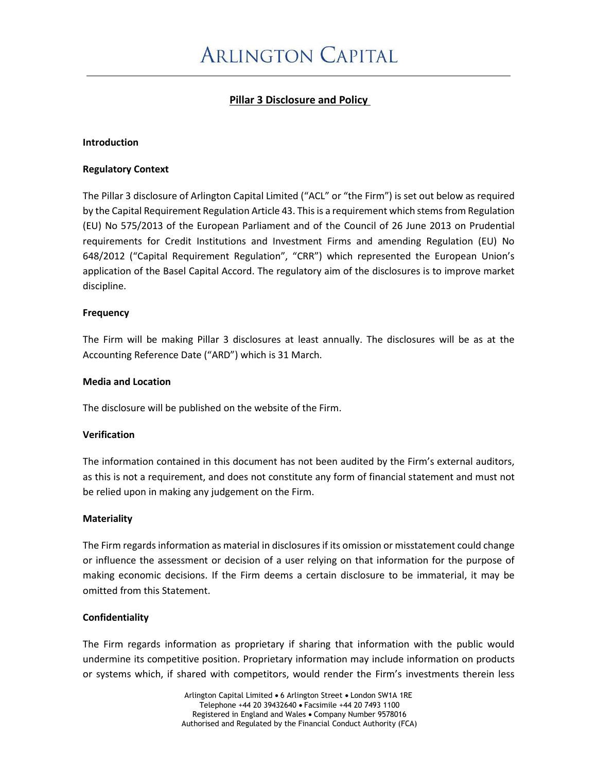# ARLINGTON CAPITAL

## Pillar 3 Disclosure and Policy

**Introduction**

**Regulatory Context**

The Pillar 3 disclosure of Arlington Capital Limited ("ACL" or "the Firm") is set out below as required by the Capital Requirement Regulation Article 43. This is a requirement which stems from Regulation (EU) No 575/2013 of the European Parliament and of the Council of 26 June 2013 on Prudential requirements for Credit Institutions and Investment Firms and amending Regulation (EU) No 648/2012 ("Capital Requirement Regulation", "CRR") which represented the European Union's application of the Basel Capital Accord. The regulatory aim of the disclosures is to improve market discipline.

**Frequency**

The Firm will be making Pillar 3 disclosures at least annually. The disclosures will be as at the Accounting Reference Date ("ARD") which is 31 March.

**Media and Location**

The disclosure will be published on the website of the Firm.

**Verification**

The information contained in this document has not been audited by the Firm's external auditors, as this is not a requirement, and does not constitute any form of financial statement and must not be relied upon in making any judgement on the Firm.

**Materiality**

The Firm regards information as material in disclosures if its omission or misstatement could change or influence the assessment or decision of a user relying on that information for the purpose of making economic decisions. If the Firm deems a certain disclosure to be immaterial, it may be omitted from this Statement.

**Confidentiality**

The Firm regards information as proprietary if sharing that information with the public would undermine its competitive position. Proprietary information may include information on products or systems which, if shared with competitors, would render the Firm's investments therein less

Arlington Capital Limited • 6 Arlington Street • London SW1A 1RE
Telephone +44 20 39432640 • Facsimile +44 20 7493 1100
Registered in England and Wales • Company Number 9578016
Authorised and Regulated by the Financial Conduct Authority (FCA)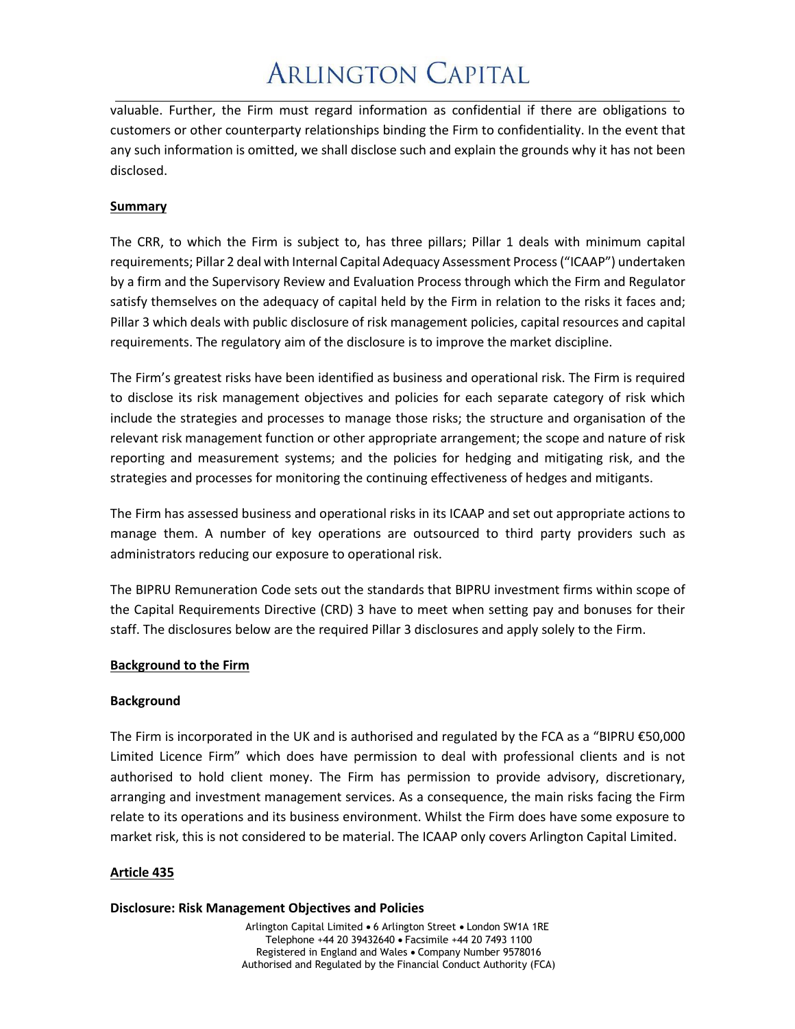valuable. Further, the Firm must regard information as confidential if there are obligations to customers or other counterparty relationships binding the Firm to confidentiality. In the event that any such information is omitted, we shall disclose such and explain the grounds why it has not been disclosed.

**Summary**

The CRR, to which the Firm is subject to, has three pillars; Pillar 1 deals with minimum capital requirements; Pillar 2 deal with Internal Capital Adequacy Assessment Process ("ICAAP") undertaken by a firm and the Supervisory Review and Evaluation Process through which the Firm and Regulator satisfy themselves on the adequacy of capital held by the Firm in relation to the risks it faces and; Pillar 3 which deals with public disclosure of risk management policies, capital resources and capital requirements. The regulatory aim of the disclosure is to improve the market discipline.

The Firm's greatest risks have been identified as business and operational risk. The Firm is required to disclose its risk management objectives and policies for each separate category of risk which include the strategies and processes to manage those risks; the structure and organisation of the relevant risk management function or other appropriate arrangement; the scope and nature of risk reporting and measurement systems; and the policies for hedging and mitigating risk, and the strategies and processes for monitoring the continuing effectiveness of hedges and mitigants.

The Firm has assessed business and operational risks in its ICAAP and set out appropriate actions to manage them. A number of key operations are outsourced to third party providers such as administrators reducing our exposure to operational risk.

The BIPRU Remuneration Code sets out the standards that BIPRU investment firms within scope of the Capital Requirements Directive (CRD) 3 have to meet when setting pay and bonuses for their staff. The disclosures below are the required Pillar 3 disclosures and apply solely to the Firm.

**Background to the Firm**

**Background**

The Firm is incorporated in the UK and is authorised and regulated by the FCA as a "BIPRU €50,000 Limited Licence Firm" which does have permission to deal with professional clients and is not authorised to hold client money. The Firm has permission to provide advisory, discretionary, arranging and investment management services. As a consequence, the main risks facing the Firm relate to its operations and its business environment. Whilst the Firm does have some exposure to market risk, this is not considered to be material. The ICAAP only covers Arlington Capital Limited.

**Article 435**

**Disclosure: Risk Management Objectives and Policies**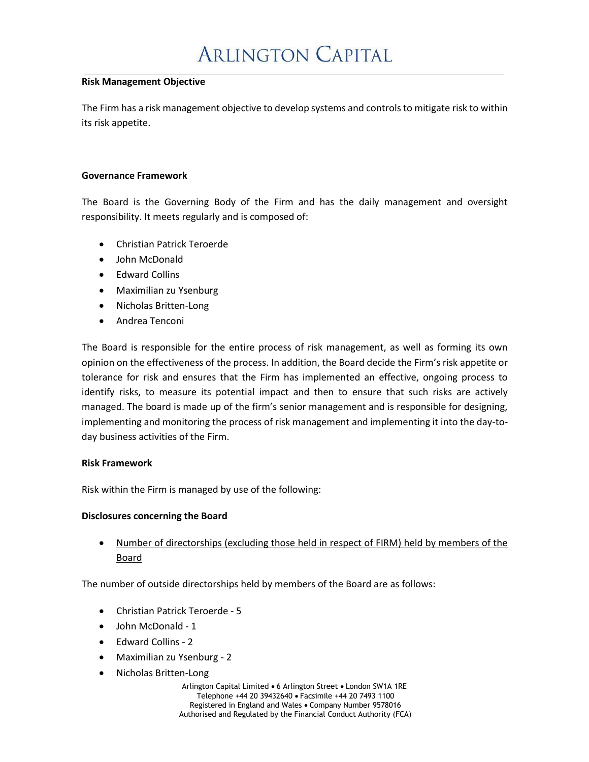**Risk Management Objective**

The Firm has a risk management objective to develop systems and controls to mitigate risk to within its risk appetite.

**Governance Framework**

The Board is the Governing Body of the Firm and has the daily management and oversight responsibility. It meets regularly and is composed of:

- Christian Patrick Teroerde
- John McDonald
- Edward Collins
- Maximilian zu Ysenburg
- Nicholas Britten-Long
- Andrea Tenconi

The Board is responsible for the entire process of risk management, as well as forming its own opinion on the effectiveness of the process. In addition, the Board decide the Firm's risk appetite or tolerance for risk and ensures that the Firm has implemented an effective, ongoing process to identify risks, to measure its potential impact and then to ensure that such risks are actively managed. The board is made up of the firm's senior management and is responsible for designing, implementing and monitoring the process of risk management and implementing it into the day-to-day business activities of the Firm.

**Risk Framework**

Risk within the Firm is managed by use of the following:

**Disclosures concerning the Board**

- Number of directorships (excluding those held in respect of FIRM) held by members of the Board

The number of outside directorships held by members of the Board are as follows:

- Christian Patrick Teroerde - 5
- John McDonald - 1
- Edward Collins - 2
- Maximilian zu Ysenburg - 2
- Nicholas Britten-Long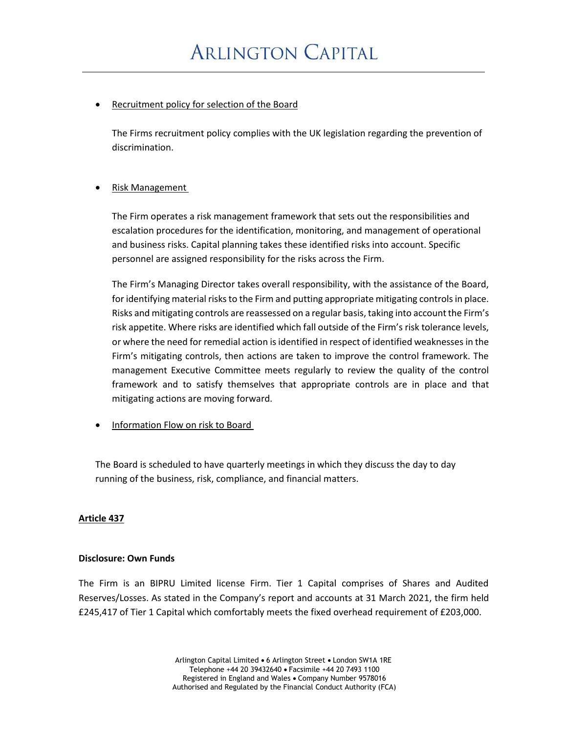- Recruitment policy for selection of the Board

  The Firms recruitment policy complies with the UK legislation regarding the prevention of discrimination.

- Risk Management

  The Firm operates a risk management framework that sets out the responsibilities and escalation procedures for the identification, monitoring, and management of operational and business risks. Capital planning takes these identified risks into account. Specific personnel are assigned responsibility for the risks across the Firm.

  The Firm's Managing Director takes overall responsibility, with the assistance of the Board, for identifying material risks to the Firm and putting appropriate mitigating controls in place. Risks and mitigating controls are reassessed on a regular basis, taking into account the Firm's risk appetite. Where risks are identified which fall outside of the Firm's risk tolerance levels, or where the need for remedial action is identified in respect of identified weaknesses in the Firm's mitigating controls, then actions are taken to improve the control framework. The management Executive Committee meets regularly to review the quality of the control framework and to satisfy themselves that appropriate controls are in place and that mitigating actions are moving forward.

- Information Flow on risk to Board

The Board is scheduled to have quarterly meetings in which they discuss the day to day running of the business, risk, compliance, and financial matters.

## Article 437

**Disclosure: Own Funds**

The Firm is an BIPRU Limited license Firm. Tier 1 Capital comprises of Shares and Audited Reserves/Losses. As stated in the Company's report and accounts at 31 March 2021, the firm held £245,417 of Tier 1 Capital which comfortably meets the fixed overhead requirement of £203,000.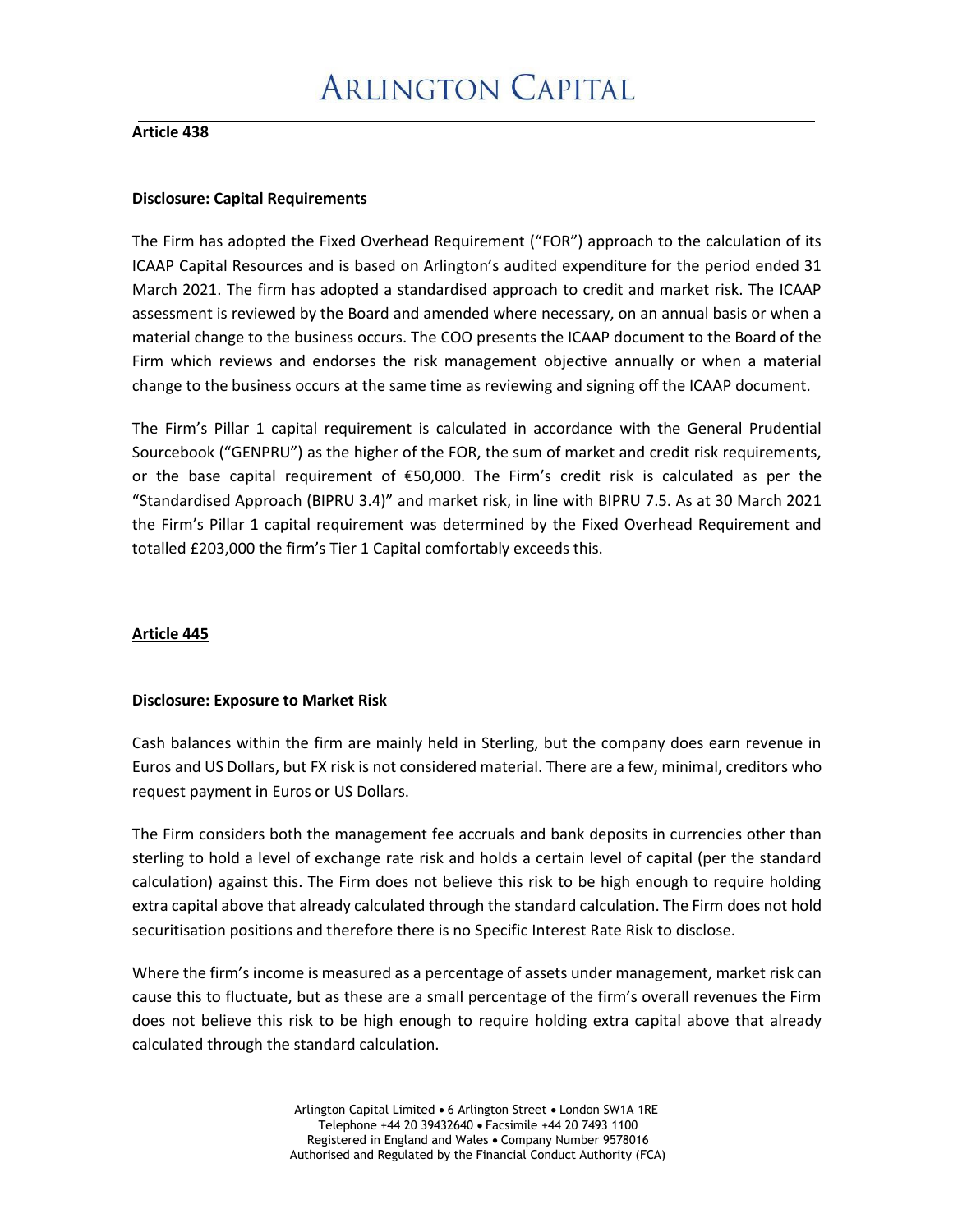**Article 438**

**Disclosure: Capital Requirements**

The Firm has adopted the Fixed Overhead Requirement ("FOR") approach to the calculation of its ICAAP Capital Resources and is based on Arlington's audited expenditure for the period ended 31 March 2021. The firm has adopted a standardised approach to credit and market risk. The ICAAP assessment is reviewed by the Board and amended where necessary, on an annual basis or when a material change to the business occurs. The COO presents the ICAAP document to the Board of the Firm which reviews and endorses the risk management objective annually or when a material change to the business occurs at the same time as reviewing and signing off the ICAAP document.

The Firm's Pillar 1 capital requirement is calculated in accordance with the General Prudential Sourcebook ("GENPRU") as the higher of the FOR, the sum of market and credit risk requirements, or the base capital requirement of €50,000. The Firm's credit risk is calculated as per the "Standardised Approach (BIPRU 3.4)" and market risk, in line with BIPRU 7.5. As at 30 March 2021 the Firm's Pillar 1 capital requirement was determined by the Fixed Overhead Requirement and totalled £203,000 the firm's Tier 1 Capital comfortably exceeds this.

**Article 445**

**Disclosure: Exposure to Market Risk**

Cash balances within the firm are mainly held in Sterling, but the company does earn revenue in Euros and US Dollars, but FX risk is not considered material. There are a few, minimal, creditors who request payment in Euros or US Dollars.

The Firm considers both the management fee accruals and bank deposits in currencies other than sterling to hold a level of exchange rate risk and holds a certain level of capital (per the standard calculation) against this. The Firm does not believe this risk to be high enough to require holding extra capital above that already calculated through the standard calculation. The Firm does not hold securitisation positions and therefore there is no Specific Interest Rate Risk to disclose.

Where the firm's income is measured as a percentage of assets under management, market risk can cause this to fluctuate, but as these are a small percentage of the firm's overall revenues the Firm does not believe this risk to be high enough to require holding extra capital above that already calculated through the standard calculation.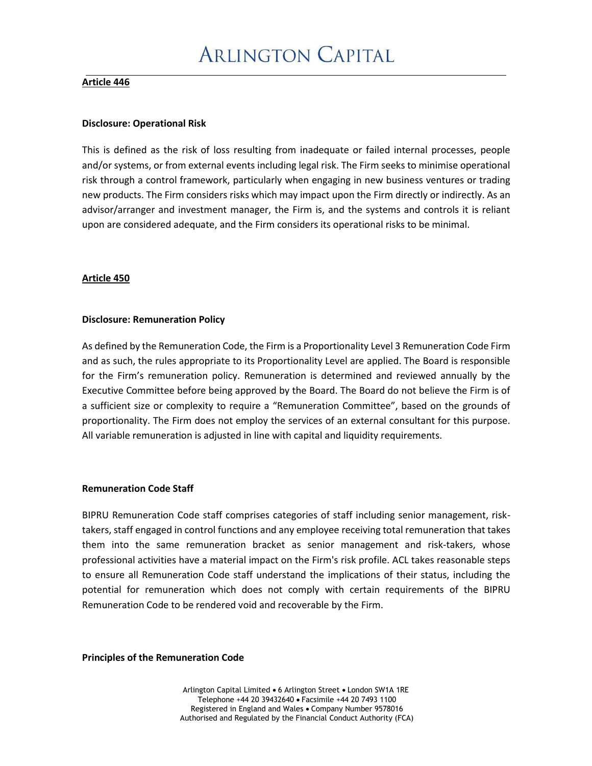**Article 446**

**Disclosure: Operational Risk**

This is defined as the risk of loss resulting from inadequate or failed internal processes, people and/or systems, or from external events including legal risk. The Firm seeks to minimise operational risk through a control framework, particularly when engaging in new business ventures or trading new products. The Firm considers risks which may impact upon the Firm directly or indirectly. As an advisor/arranger and investment manager, the Firm is, and the systems and controls it is reliant upon are considered adequate, and the Firm considers its operational risks to be minimal.

**Article 450**

**Disclosure: Remuneration Policy**

As defined by the Remuneration Code, the Firm is a Proportionality Level 3 Remuneration Code Firm and as such, the rules appropriate to its Proportionality Level are applied. The Board is responsible for the Firm's remuneration policy. Remuneration is determined and reviewed annually by the Executive Committee before being approved by the Board. The Board do not believe the Firm is of a sufficient size or complexity to require a "Remuneration Committee", based on the grounds of proportionality. The Firm does not employ the services of an external consultant for this purpose. All variable remuneration is adjusted in line with capital and liquidity requirements.

**Remuneration Code Staff**

BIPRU Remuneration Code staff comprises categories of staff including senior management, risk-takers, staff engaged in control functions and any employee receiving total remuneration that takes them into the same remuneration bracket as senior management and risk-takers, whose professional activities have a material impact on the Firm's risk profile. ACL takes reasonable steps to ensure all Remuneration Code staff understand the implications of their status, including the potential for remuneration which does not comply with certain requirements of the BIPRU Remuneration Code to be rendered void and recoverable by the Firm.

**Principles of the Remuneration Code**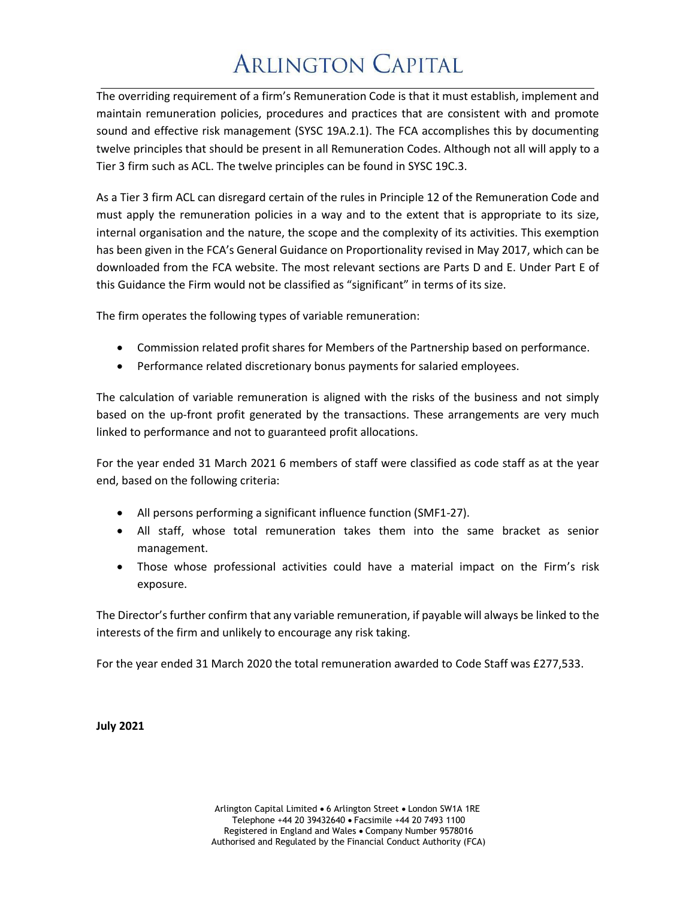The overriding requirement of a firm's Remuneration Code is that it must establish, implement and maintain remuneration policies, procedures and practices that are consistent with and promote sound and effective risk management (SYSC 19A.2.1). The FCA accomplishes this by documenting twelve principles that should be present in all Remuneration Codes. Although not all will apply to a Tier 3 firm such as ACL. The twelve principles can be found in SYSC 19C.3.

As a Tier 3 firm ACL can disregard certain of the rules in Principle 12 of the Remuneration Code and must apply the remuneration policies in a way and to the extent that is appropriate to its size, internal organisation and the nature, the scope and the complexity of its activities. This exemption has been given in the FCA's General Guidance on Proportionality revised in May 2017, which can be downloaded from the FCA website. The most relevant sections are Parts D and E. Under Part E of this Guidance the Firm would not be classified as "significant" in terms of its size.

The firm operates the following types of variable remuneration:

- Commission related profit shares for Members of the Partnership based on performance.
- Performance related discretionary bonus payments for salaried employees.

The calculation of variable remuneration is aligned with the risks of the business and not simply based on the up-front profit generated by the transactions. These arrangements are very much linked to performance and not to guaranteed profit allocations.

For the year ended 31 March 2021 6 members of staff were classified as code staff as at the year end, based on the following criteria:

- All persons performing a significant influence function (SMF1-27).
- All staff, whose total remuneration takes them into the same bracket as senior management.
- Those whose professional activities could have a material impact on the Firm's risk exposure.

The Director's further confirm that any variable remuneration, if payable will always be linked to the interests of the firm and unlikely to encourage any risk taking.

For the year ended 31 March 2020 the total remuneration awarded to Code Staff was £277,533.

**July 2021**